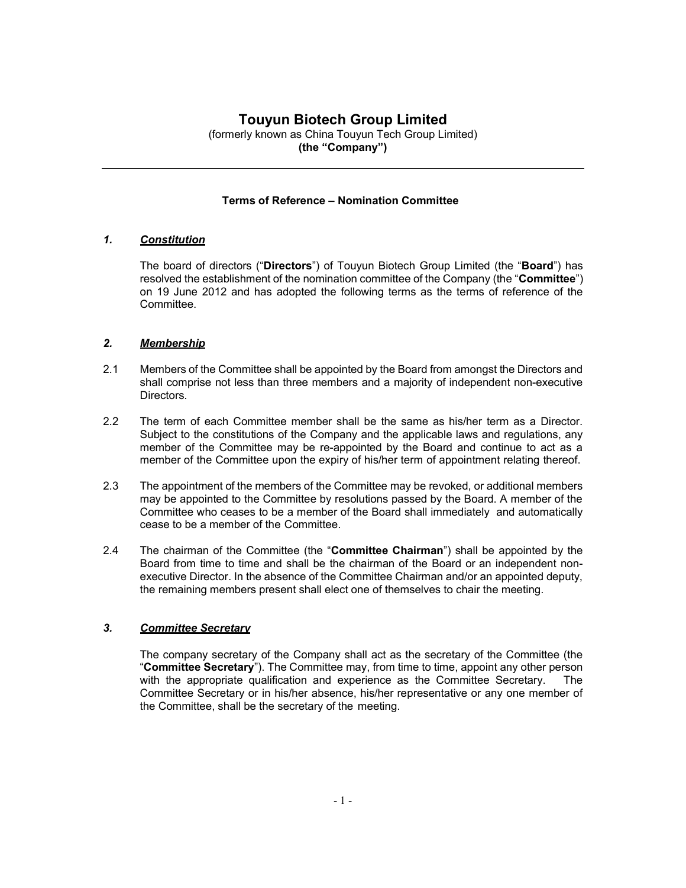# Touyun Biotech Group Limited

(formerly known as China Touyun Tech Group Limited)
**(the "Company")**

---

**Terms of Reference – Nomination Committee**

## *1. Constitution*

The board of directors ("**Directors**") of Touyun Biotech Group Limited (the "**Board**") has resolved the establishment of the nomination committee of the Company (the "**Committee**") on 19 June 2012 and has adopted the following terms as the terms of reference of the Committee.

## *2. Membership*

2.1 Members of the Committee shall be appointed by the Board from amongst the Directors and shall comprise not less than three members and a majority of independent non-executive Directors.

2.2 The term of each Committee member shall be the same as his/her term as a Director. Subject to the constitutions of the Company and the applicable laws and regulations, any member of the Committee may be re-appointed by the Board and continue to act as a member of the Committee upon the expiry of his/her term of appointment relating thereof.

2.3 The appointment of the members of the Committee may be revoked, or additional members may be appointed to the Committee by resolutions passed by the Board. A member of the Committee who ceases to be a member of the Board shall immediately and automatically cease to be a member of the Committee.

2.4 The chairman of the Committee (the "**Committee Chairman**") shall be appointed by the Board from time to time and shall be the chairman of the Board or an independent non-executive Director. In the absence of the Committee Chairman and/or an appointed deputy, the remaining members present shall elect one of themselves to chair the meeting.

## *3. Committee Secretary*

The company secretary of the Company shall act as the secretary of the Committee (the "**Committee Secretary**"). The Committee may, from time to time, appoint any other person with the appropriate qualification and experience as the Committee Secretary. The Committee Secretary or in his/her absence, his/her representative or any one member of the Committee, shall be the secretary of the meeting.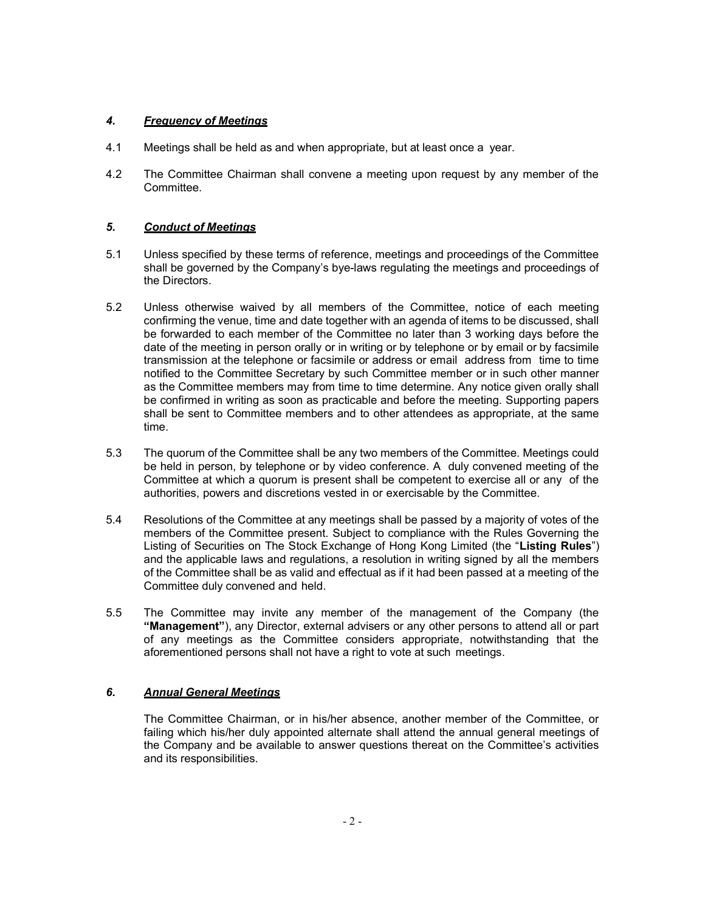## *4. Frequency of Meetings*

4.1 Meetings shall be held as and when appropriate, but at least once a year.

4.2 The Committee Chairman shall convene a meeting upon request by any member of the Committee.

## *5. Conduct of Meetings*

5.1 Unless specified by these terms of reference, meetings and proceedings of the Committee shall be governed by the Company's bye-laws regulating the meetings and proceedings of the Directors.

5.2 Unless otherwise waived by all members of the Committee, notice of each meeting confirming the venue, time and date together with an agenda of items to be discussed, shall be forwarded to each member of the Committee no later than 3 working days before the date of the meeting in person orally or in writing or by telephone or by email or by facsimile transmission at the telephone or facsimile or address or email address from time to time notified to the Committee Secretary by such Committee member or in such other manner as the Committee members may from time to time determine. Any notice given orally shall be confirmed in writing as soon as practicable and before the meeting. Supporting papers shall be sent to Committee members and to other attendees as appropriate, at the same time.

5.3 The quorum of the Committee shall be any two members of the Committee. Meetings could be held in person, by telephone or by video conference. A duly convened meeting of the Committee at which a quorum is present shall be competent to exercise all or any of the authorities, powers and discretions vested in or exercisable by the Committee.

5.4 Resolutions of the Committee at any meetings shall be passed by a majority of votes of the members of the Committee present. Subject to compliance with the Rules Governing the Listing of Securities on The Stock Exchange of Hong Kong Limited (the "**Listing Rules**") and the applicable laws and regulations, a resolution in writing signed by all the members of the Committee shall be as valid and effectual as if it had been passed at a meeting of the Committee duly convened and held.

5.5 The Committee may invite any member of the management of the Company (the **"Management"**), any Director, external advisers or any other persons to attend all or part of any meetings as the Committee considers appropriate, notwithstanding that the aforementioned persons shall not have a right to vote at such meetings.

## *6. Annual General Meetings*

The Committee Chairman, or in his/her absence, another member of the Committee, or failing which his/her duly appointed alternate shall attend the annual general meetings of the Company and be available to answer questions thereat on the Committee's activities and its responsibilities.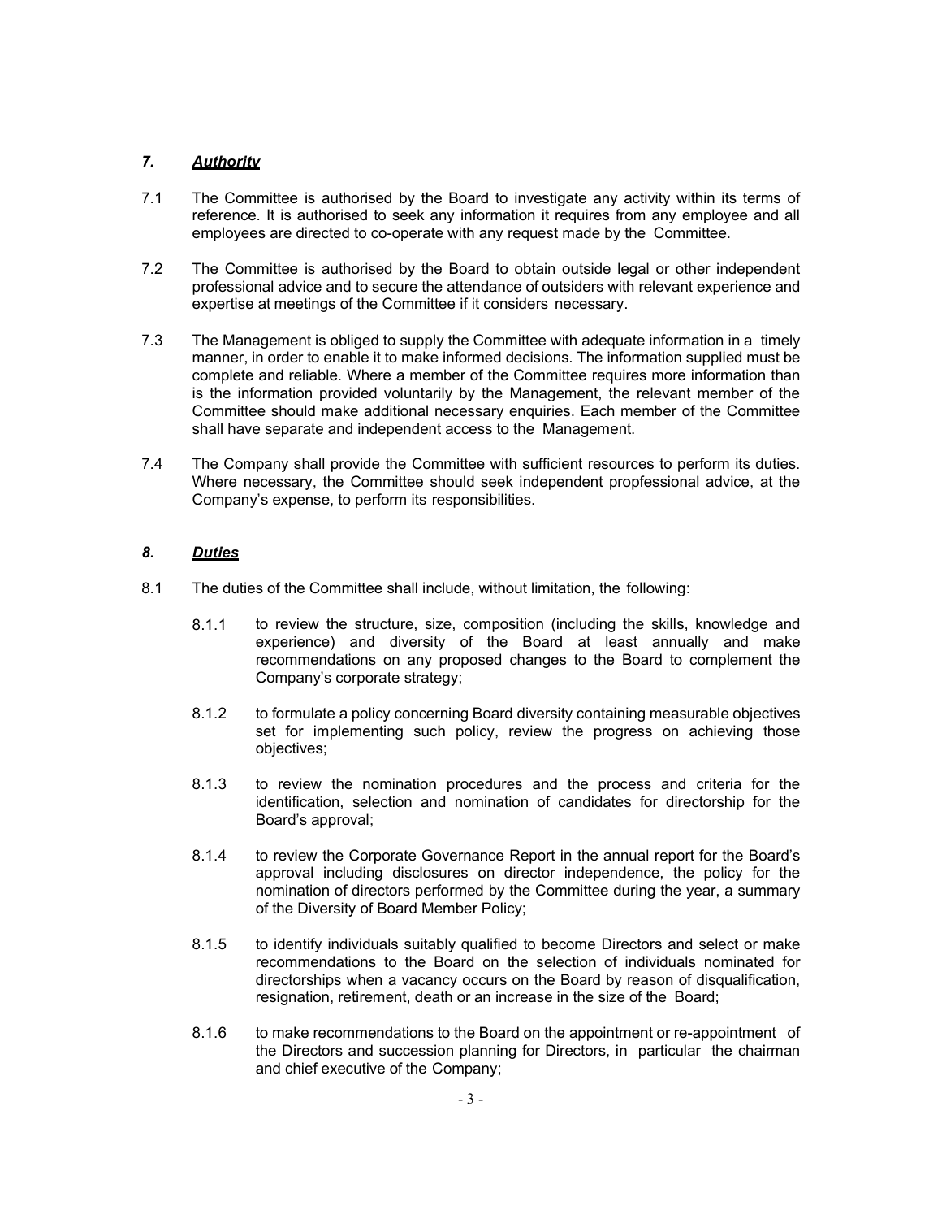## *7. Authority*

7.1 The Committee is authorised by the Board to investigate any activity within its terms of reference. It is authorised to seek any information it requires from any employee and all employees are directed to co-operate with any request made by the Committee.

7.2 The Committee is authorised by the Board to obtain outside legal or other independent professional advice and to secure the attendance of outsiders with relevant experience and expertise at meetings of the Committee if it considers necessary.

7.3 The Management is obliged to supply the Committee with adequate information in a timely manner, in order to enable it to make informed decisions. The information supplied must be complete and reliable. Where a member of the Committee requires more information than is the information provided voluntarily by the Management, the relevant member of the Committee should make additional necessary enquiries. Each member of the Committee shall have separate and independent access to the Management.

7.4 The Company shall provide the Committee with sufficient resources to perform its duties. Where necessary, the Committee should seek independent propfessional advice, at the Company's expense, to perform its responsibilities.

## *8. Duties*

8.1 The duties of the Committee shall include, without limitation, the following:

8.1.1 to review the structure, size, composition (including the skills, knowledge and experience) and diversity of the Board at least annually and make recommendations on any proposed changes to the Board to complement the Company's corporate strategy;

8.1.2 to formulate a policy concerning Board diversity containing measurable objectives set for implementing such policy, review the progress on achieving those objectives;

8.1.3 to review the nomination procedures and the process and criteria for the identification, selection and nomination of candidates for directorship for the Board's approval;

8.1.4 to review the Corporate Governance Report in the annual report for the Board's approval including disclosures on director independence, the policy for the nomination of directors performed by the Committee during the year, a summary of the Diversity of Board Member Policy;

8.1.5 to identify individuals suitably qualified to become Directors and select or make recommendations to the Board on the selection of individuals nominated for directorships when a vacancy occurs on the Board by reason of disqualification, resignation, retirement, death or an increase in the size of the Board;

8.1.6 to make recommendations to the Board on the appointment or re-appointment of the Directors and succession planning for Directors, in particular the chairman and chief executive of the Company;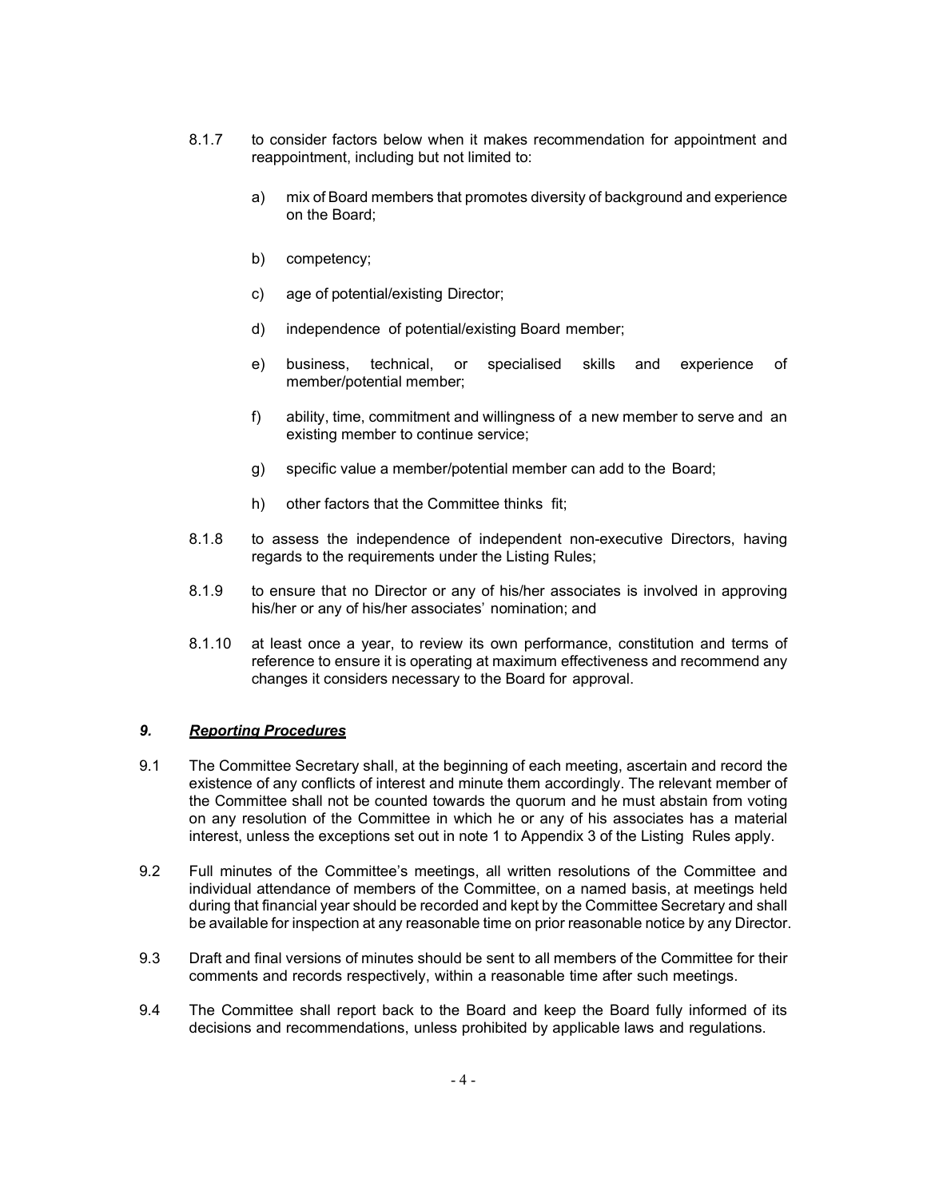8.1.7 to consider factors below when it makes recommendation for appointment and reappointment, including but not limited to:

   a) mix of Board members that promotes diversity of background and experience on the Board;

   b) competency;

   c) age of potential/existing Director;

   d) independence of potential/existing Board member;

   e) business, technical, or specialised skills and experience of member/potential member;

   f) ability, time, commitment and willingness of a new member to serve and an existing member to continue service;

   g) specific value a member/potential member can add to the Board;

   h) other factors that the Committee thinks fit;

8.1.8 to assess the independence of independent non-executive Directors, having regards to the requirements under the Listing Rules;

8.1.9 to ensure that no Director or any of his/her associates is involved in approving his/her or any of his/her associates' nomination; and

8.1.10 at least once a year, to review its own performance, constitution and terms of reference to ensure it is operating at maximum effectiveness and recommend any changes it considers necessary to the Board for approval.

## *9. Reporting Procedures*

9.1 The Committee Secretary shall, at the beginning of each meeting, ascertain and record the existence of any conflicts of interest and minute them accordingly. The relevant member of the Committee shall not be counted towards the quorum and he must abstain from voting on any resolution of the Committee in which he or any of his associates has a material interest, unless the exceptions set out in note 1 to Appendix 3 of the Listing Rules apply.

9.2 Full minutes of the Committee's meetings, all written resolutions of the Committee and individual attendance of members of the Committee, on a named basis, at meetings held during that financial year should be recorded and kept by the Committee Secretary and shall be available for inspection at any reasonable time on prior reasonable notice by any Director.

9.3 Draft and final versions of minutes should be sent to all members of the Committee for their comments and records respectively, within a reasonable time after such meetings.

9.4 The Committee shall report back to the Board and keep the Board fully informed of its decisions and recommendations, unless prohibited by applicable laws and regulations.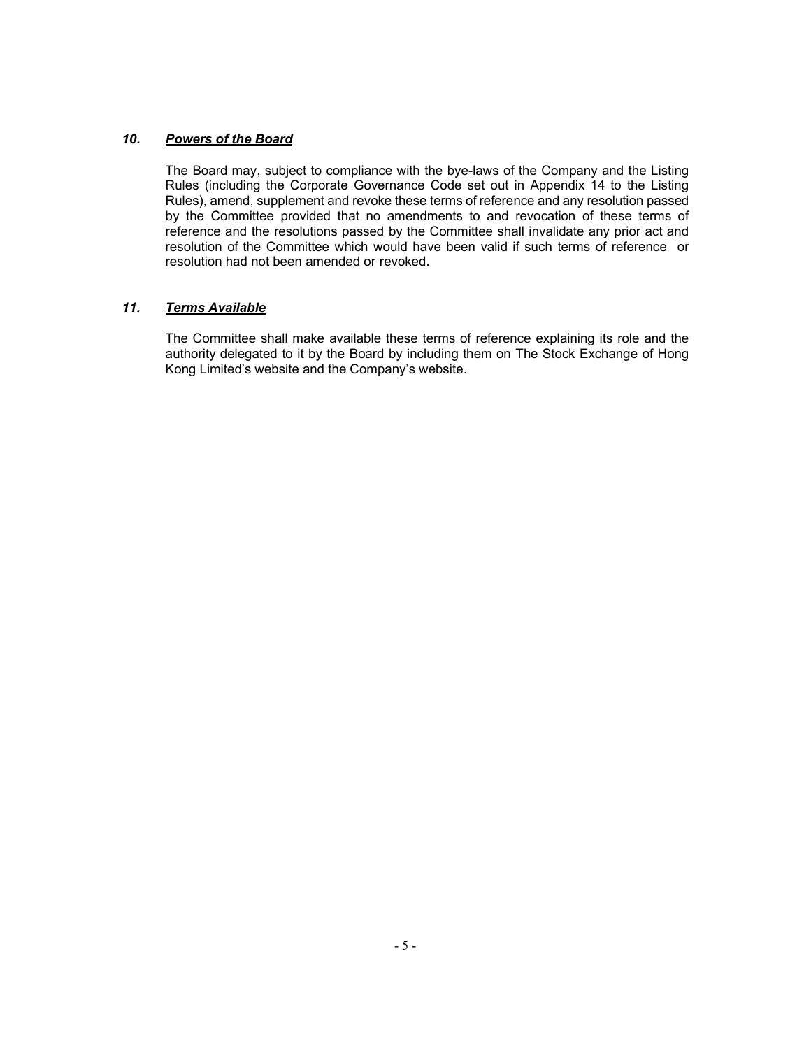### *10. __Powers of the Board__*

The Board may, subject to compliance with the bye-laws of the Company and the Listing Rules (including the Corporate Governance Code set out in Appendix 14 to the Listing Rules), amend, supplement and revoke these terms of reference and any resolution passed by the Committee provided that no amendments to and revocation of these terms of reference and the resolutions passed by the Committee shall invalidate any prior act and resolution of the Committee which would have been valid if such terms of reference or resolution had not been amended or revoked.

### *11. __Terms Available__*

The Committee shall make available these terms of reference explaining its role and the authority delegated to it by the Board by including them on The Stock Exchange of Hong Kong Limited's website and the Company's website.